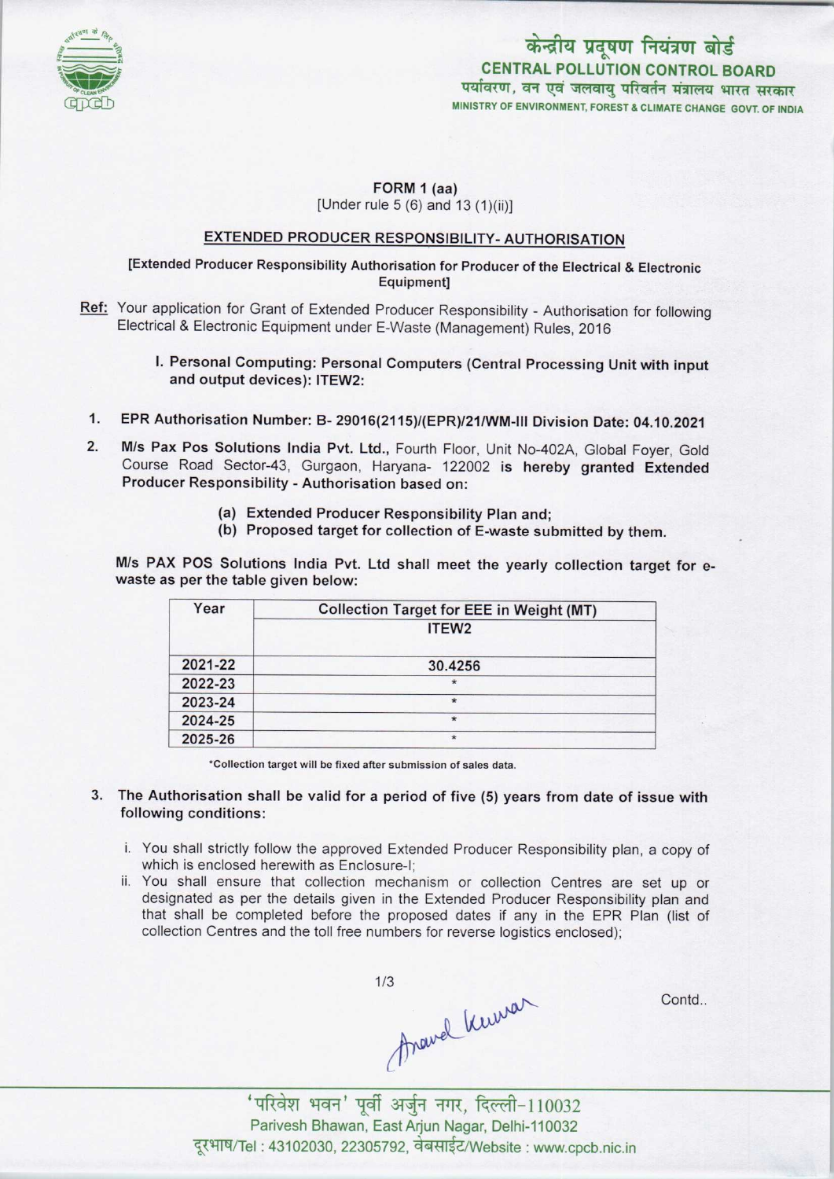केन्द्रीय प्रदूषण नियंत्रण बोर्ड
**CENTRAL POLLUTION CONTROL BOARD**
पर्यावरण, वन एवं जलवायु परिवर्तन मंत्रालय भारत सरकार
MINISTRY OF ENVIRONMENT, FOREST & CLIMATE CHANGE GOVT. OF INDIA

**FORM 1 (aa)**
[Under rule 5 (6) and 13 (1)(ii)]

**EXTENDED PRODUCER RESPONSIBILITY- AUTHORISATION**

**[Extended Producer Responsibility Authorisation for Producer of the Electrical & Electronic Equipment]**

**Ref:** Your application for Grant of Extended Producer Responsibility - Authorisation for following Electrical & Electronic Equipment under E-Waste (Management) Rules, 2016

**I. Personal Computing: Personal Computers (Central Processing Unit with input and output devices): ITEW2:**

1. **EPR Authorisation Number: B- 29016(2115)/(EPR)/21/WM-III Division Date: 04.10.2021**

2. **M/s Pax Pos Solutions India Pvt. Ltd.,** Fourth Floor, Unit No-402A, Global Foyer, Gold Course Road Sector-43, Gurgaon, Haryana- 122002 **is hereby granted Extended Producer Responsibility - Authorisation based on:**

   **(a) Extended Producer Responsibility Plan and;**
   **(b) Proposed target for collection of E-waste submitted by them.**

**M/s PAX POS Solutions India Pvt. Ltd shall meet the yearly collection target for e-waste as per the table given below:**

| Year | Collection Target for EEE in Weight (MT) |
|---|---|
| | ITEW2 |
| 2021-22 | 30.4256 |
| 2022-23 | * |
| 2023-24 | * |
| 2024-25 | * |
| 2025-26 | * |

*Collection target will be fixed after submission of sales data.

3. **The Authorisation shall be valid for a period of five (5) years from date of issue with following conditions:**

   i. You shall strictly follow the approved Extended Producer Responsibility plan, a copy of which is enclosed herewith as Enclosure-I;

   ii. You shall ensure that collection mechanism or collection Centres are set up or designated as per the details given in the Extended Producer Responsibility plan and that shall be completed before the proposed dates if any in the EPR Plan (list of collection Centres and the toll free numbers for reverse logistics enclosed);

Contd..

'परिवेश भवन' पूर्वी अर्जुन नगर, दिल्ली-110032
Parivesh Bhawan, East Arjun Nagar, Delhi-110032
दूरभाष/Tel : 43102030, 22305792, वेबसाईट/Website : www.cpcb.nic.in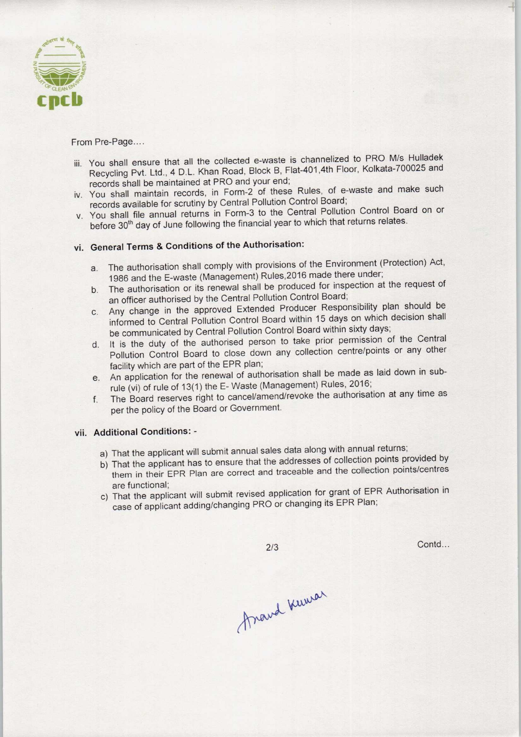From Pre-Page....

iii. You shall ensure that all the collected e-waste is channelized to PRO M/s Hulladek Recycling Pvt. Ltd., 4 D.L. Khan Road, Block B, Flat-401,4th Floor, Kolkata-700025 and records shall be maintained at PRO and your end;

iv. You shall maintain records, in Form-2 of these Rules, of e-waste and make such records available for scrutiny by Central Pollution Control Board;

v. You shall file annual returns in Form-3 to the Central Pollution Control Board on or before 30th day of June following the financial year to which that returns relates.

vi. **General Terms & Conditions of the Authorisation:**

   a. The authorisation shall comply with provisions of the Environment (Protection) Act, 1986 and the E-waste (Management) Rules,2016 made there under;

   b. The authorisation or its renewal shall be produced for inspection at the request of an officer authorised by the Central Pollution Control Board;

   c. Any change in the approved Extended Producer Responsibility plan should be informed to Central Pollution Control Board within 15 days on which decision shall be communicated by Central Pollution Control Board within sixty days;

   d. It is the duty of the authorised person to take prior permission of the Central Pollution Control Board to close down any collection centre/points or any other facility which are part of the EPR plan;

   e. An application for the renewal of authorisation shall be made as laid down in sub-rule (vi) of rule of 13(1) the E- Waste (Management) Rules, 2016;

   f. The Board reserves right to cancel/amend/revoke the authorisation at any time as per the policy of the Board or Government.

vii. **Additional Conditions: -**

   a) That the applicant will submit annual sales data along with annual returns;

   b) That the applicant has to ensure that the addresses of collection points provided by them in their EPR Plan are correct and traceable and the collection points/centres are functional;

   c) That the applicant will submit revised application for grant of EPR Authorisation in case of applicant adding/changing PRO or changing its EPR Plan;

Contd...

Anand Kumar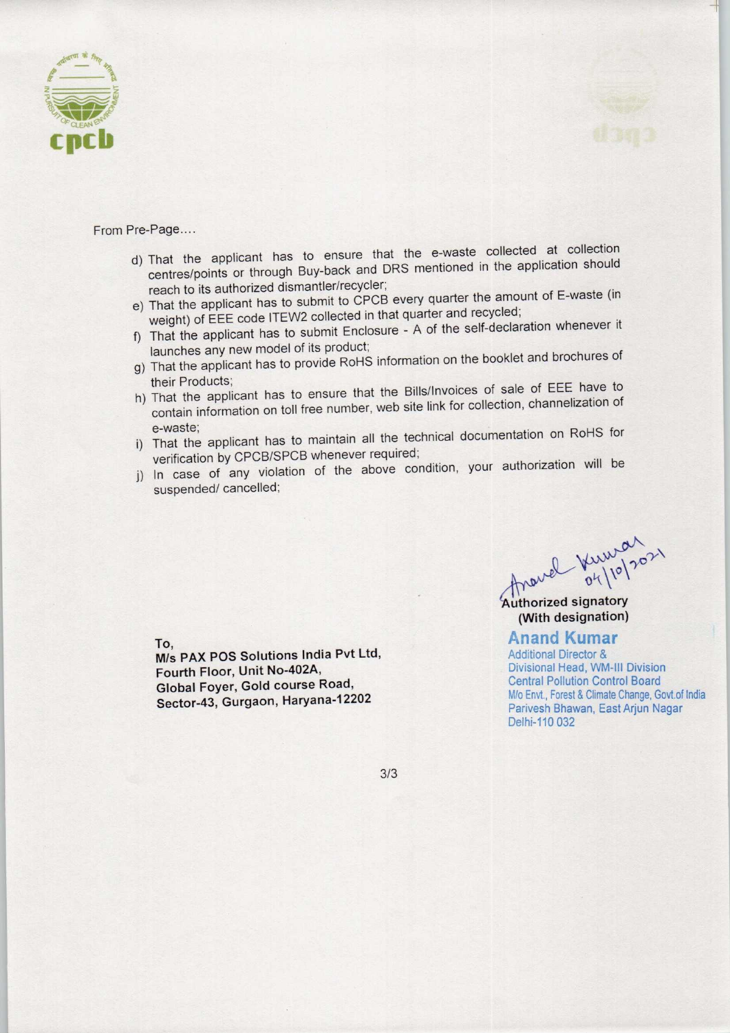From Pre-Page....

d) That the applicant has to ensure that the e-waste collected at collection centres/points or through Buy-back and DRS mentioned in the application should reach to its authorized dismantler/recycler;
e) That the applicant has to submit to CPCB every quarter the amount of E-waste (in weight) of EEE code ITEW2 collected in that quarter and recycled;
f) That the applicant has to submit Enclosure - A of the self-declaration whenever it launches any new model of its product;
g) That the applicant has to provide RoHS information on the booklet and brochures of their Products;
h) That the applicant has to ensure that the Bills/Invoices of sale of EEE have to contain information on toll free number, web site link for collection, channelization of e-waste;
i) That the applicant has to maintain all the technical documentation on RoHS for verification by CPCB/SPCB whenever required;
j) In case of any violation of the above condition, your authorization will be suspended/ cancelled;

Anand Kumar
04/10/2021

**Authorized signatory**
**(With designation)**

**Anand Kumar**
Additional Director &
Divisional Head, WM-III Division
Central Pollution Control Board
M/o Envt., Forest & Climate Change, Govt.of India
Parivesh Bhawan, East Arjun Nagar
Delhi-110 032

To,
**M/s PAX POS Solutions India Pvt Ltd,**
**Fourth Floor, Unit No-402A,**
**Global Foyer, Gold course Road,**
**Sector-43, Gurgaon, Haryana-12202**